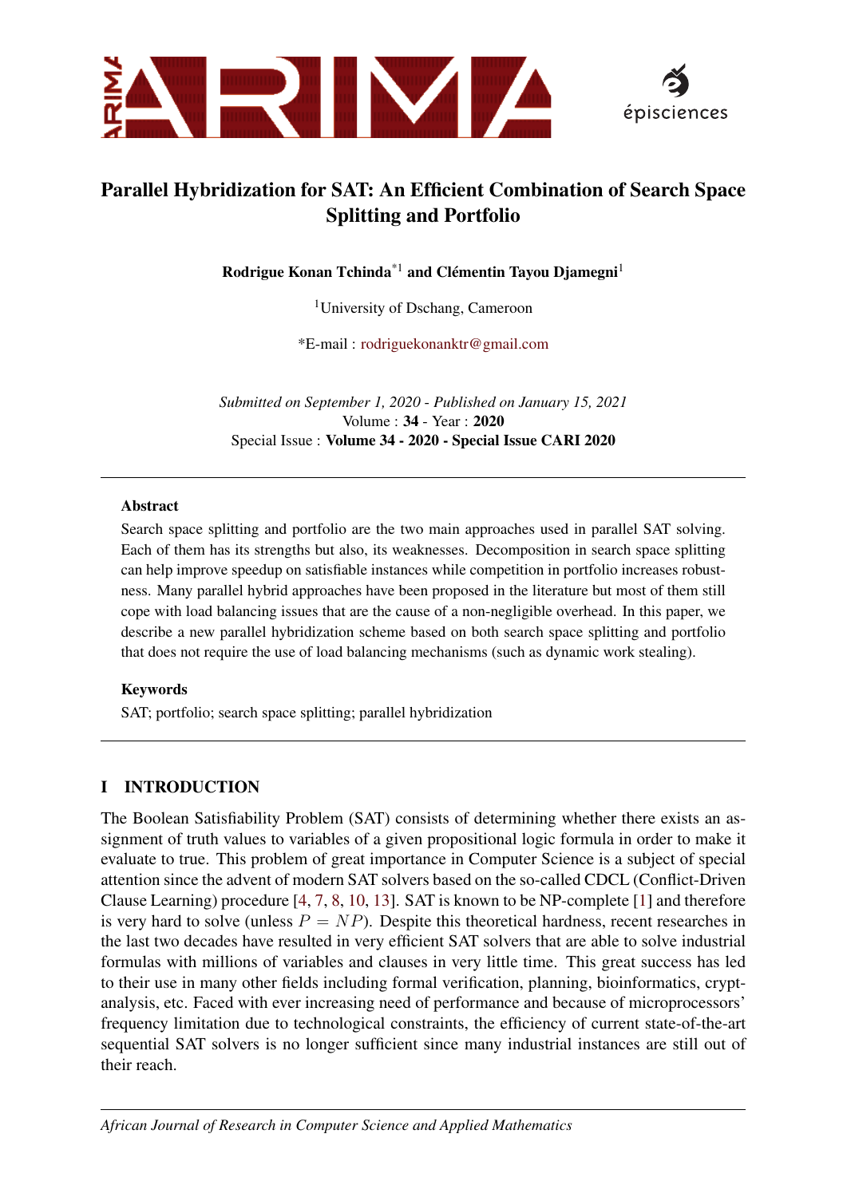# Parallel Hybridization for SAT: An Efficient Combination of Search Space Splitting and Portfolio

**Rodrigue Konan Tchinda**[*1] **and Clémentin Tayou Djamegni**[1]

[1]University of Dschang, Cameroon

*E-mail : rodriguekonanktr@gmail.com

*Submitted on September 1, 2020 - Published on January 15, 2021*
Volume : **34** - Year : **2020**
Special Issue : **Volume 34 - 2020 - Special Issue CARI 2020**

---

### Abstract

Search space splitting and portfolio are the two main approaches used in parallel SAT solving. Each of them has its strengths but also, its weaknesses. Decomposition in search space splitting can help improve speedup on satisfiable instances while competition in portfolio increases robustness. Many parallel hybrid approaches have been proposed in the literature but most of them still cope with load balancing issues that are the cause of a non-negligible overhead. In this paper, we describe a new parallel hybridization scheme based on both search space splitting and portfolio that does not require the use of load balancing mechanisms (such as dynamic work stealing).

### Keywords

SAT; portfolio; search space splitting; parallel hybridization

---

## I INTRODUCTION

The Boolean Satisfiability Problem (SAT) consists of determining whether there exists an assignment of truth values to variables of a given propositional logic formula in order to make it evaluate to true. This problem of great importance in Computer Science is a subject of special attention since the advent of modern SAT solvers based on the so-called CDCL (Conflict-Driven Clause Learning) procedure [4, 7, 8, 10, 13]. SAT is known to be NP-complete [1] and therefore is very hard to solve (unless $P = NP$). Despite this theoretical hardness, recent researches in the last two decades have resulted in very efficient SAT solvers that are able to solve industrial formulas with millions of variables and clauses in very little time. This great success has led to their use in many other fields including formal verification, planning, bioinformatics, cryptanalysis, etc. Faced with ever increasing need of performance and because of microprocessors' frequency limitation due to technological constraints, the efficiency of current state-of-the-art sequential SAT solvers is no longer sufficient since many industrial instances are still out of their reach.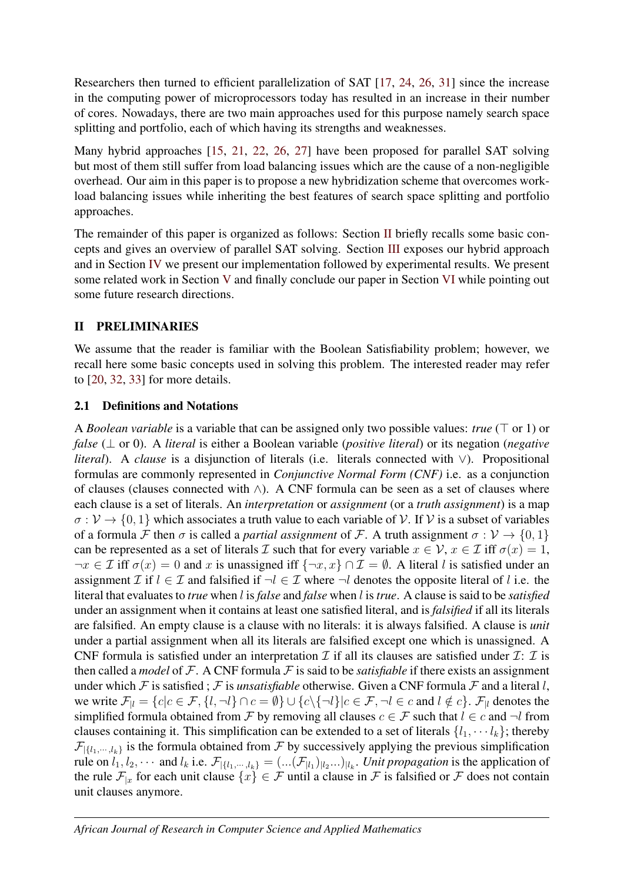Researchers then turned to efficient parallelization of SAT [17, 24, 26, 31] since the increase in the computing power of microprocessors today has resulted in an increase in their number of cores. Nowadays, there are two main approaches used for this purpose namely search space splitting and portfolio, each of which having its strengths and weaknesses.

Many hybrid approaches [15, 21, 22, 26, 27] have been proposed for parallel SAT solving but most of them still suffer from load balancing issues which are the cause of a non-negligible overhead. Our aim in this paper is to propose a new hybridization scheme that overcomes workload balancing issues while inheriting the best features of search space splitting and portfolio approaches.

The remainder of this paper is organized as follows: Section II briefly recalls some basic concepts and gives an overview of parallel SAT solving. Section III exposes our hybrid approach and in Section IV we present our implementation followed by experimental results. We present some related work in Section V and finally conclude our paper in Section VI while pointing out some future research directions.

## II PRELIMINARIES

We assume that the reader is familiar with the Boolean Satisfiability problem; however, we recall here some basic concepts used in solving this problem. The interested reader may refer to [20, 32, 33] for more details.

### 2.1 Definitions and Notations

A *Boolean variable* is a variable that can be assigned only two possible values: *true* ($\top$ or 1) or *false* ($\bot$ or 0). A *literal* is either a Boolean variable (*positive literal*) or its negation (*negative literal*). A *clause* is a disjunction of literals (i.e. literals connected with $\vee$). Propositional formulas are commonly represented in *Conjunctive Normal Form (CNF)* i.e. as a conjunction of clauses (clauses connected with $\wedge$). A CNF formula can be seen as a set of clauses where each clause is a set of literals. An *interpretation* or *assignment* (or a *truth assignment*) is a map $\sigma : \mathcal{V} \rightarrow \{0, 1\}$ which associates a truth value to each variable of $\mathcal{V}$. If $\mathcal{V}$ is a subset of variables of a formula $\mathcal{F}$ then $\sigma$ is called a *partial assignment* of $\mathcal{F}$. A truth assignment $\sigma : \mathcal{V} \rightarrow \{0, 1\}$ can be represented as a set of literals $\mathcal{I}$ such that for every variable $x \in \mathcal{V}$, $x \in \mathcal{I}$ iff $\sigma(x) = 1$, $\neg x \in \mathcal{I}$ iff $\sigma(x) = 0$ and $x$ is unassigned iff $\{\neg x, x\} \cap \mathcal{I} = \emptyset$. A literal $l$ is satisfied under an assignment $\mathcal{I}$ if $l \in \mathcal{I}$ and falsified if $\neg l \in \mathcal{I}$ where $\neg l$ denotes the opposite literal of $l$ i.e. the literal that evaluates to *true* when $l$ is *false* and *false* when $l$ is *true*. A clause is said to be *satisfied* under an assignment when it contains at least one satisfied literal, and is *falsified* if all its literals are falsified. An empty clause is a clause with no literals: it is always falsified. A clause is *unit* under a partial assignment when all its literals are falsified except one which is unassigned. A CNF formula is satisfied under an interpretation $\mathcal{I}$ if all its clauses are satisfied under $\mathcal{I}$: $\mathcal{I}$ is then called a *model* of $\mathcal{F}$. A CNF formula $\mathcal{F}$ is said to be *satisfiable* if there exists an assignment under which $\mathcal{F}$ is satisfied ; $\mathcal{F}$ is *unsatisfiable* otherwise. Given a CNF formula $\mathcal{F}$ and a literal $l$, we write $\mathcal{F}_{|l} = \{c | c \in \mathcal{F}, \{l, \neg l\} \cap c = \emptyset\} \cup \{c \backslash \{\neg l\} | c \in \mathcal{F}, \neg l \in c \text{ and } l \notin c\}$. $\mathcal{F}_{|l}$ denotes the simplified formula obtained from $\mathcal{F}$ by removing all clauses $c \in \mathcal{F}$ such that $l \in c$ and $\neg l$ from clauses containing it. This simplification can be extended to a set of literals $\{l_1, \cdots l_k\}$; thereby $\mathcal{F}_{|\{l_1, \cdots, l_k\}}$ is the formula obtained from $\mathcal{F}$ by successively applying the previous simplification rule on $l_1, l_2, \cdots$ and $l_k$ i.e. $\mathcal{F}_{|\{l_1, \cdots, l_k\}} = (...(\mathcal{F}_{|l_1})_{|l_2}...)_{|l_k}$. *Unit propagation* is the application of the rule $\mathcal{F}_{|x}$ for each unit clause $\{x\} \in \mathcal{F}$ until a clause in $\mathcal{F}$ is falsified or $\mathcal{F}$ does not contain unit clauses anymore.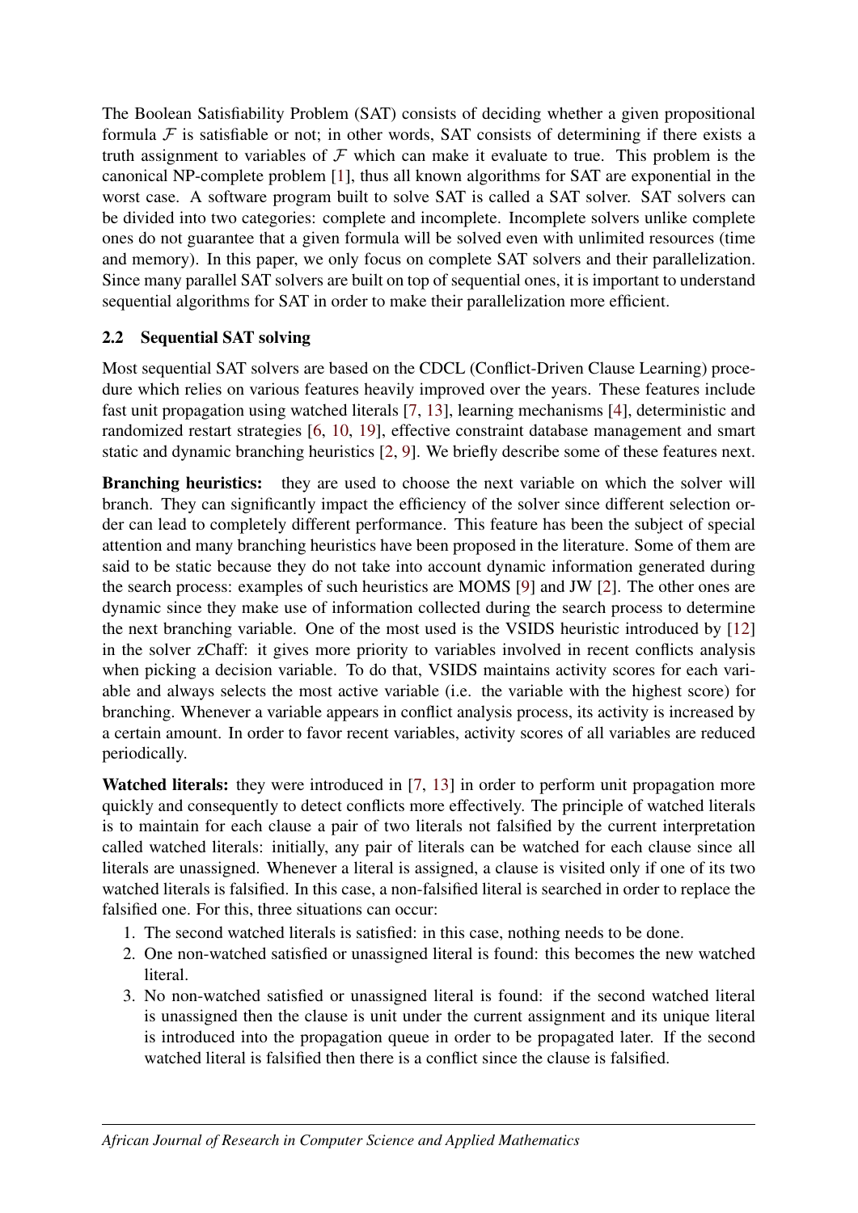The Boolean Satisfiability Problem (SAT) consists of deciding whether a given propositional formula $\mathcal{F}$ is satisfiable or not; in other words, SAT consists of determining if there exists a truth assignment to variables of $\mathcal{F}$ which can make it evaluate to true. This problem is the canonical NP-complete problem [1], thus all known algorithms for SAT are exponential in the worst case. A software program built to solve SAT is called a SAT solver. SAT solvers can be divided into two categories: complete and incomplete. Incomplete solvers unlike complete ones do not guarantee that a given formula will be solved even with unlimited resources (time and memory). In this paper, we only focus on complete SAT solvers and their parallelization. Since many parallel SAT solvers are built on top of sequential ones, it is important to understand sequential algorithms for SAT in order to make their parallelization more efficient.

### 2.2 Sequential SAT solving

Most sequential SAT solvers are based on the CDCL (Conflict-Driven Clause Learning) procedure which relies on various features heavily improved over the years. These features include fast unit propagation using watched literals [7, 13], learning mechanisms [4], deterministic and randomized restart strategies [6, 10, 19], effective constraint database management and smart static and dynamic branching heuristics [2, 9]. We briefly describe some of these features next.

**Branching heuristics:** they are used to choose the next variable on which the solver will branch. They can significantly impact the efficiency of the solver since different selection order can lead to completely different performance. This feature has been the subject of special attention and many branching heuristics have been proposed in the literature. Some of them are said to be static because they do not take into account dynamic information generated during the search process: examples of such heuristics are MOMS [9] and JW [2]. The other ones are dynamic since they make use of information collected during the search process to determine the next branching variable. One of the most used is the VSIDS heuristic introduced by [12] in the solver zChaff: it gives more priority to variables involved in recent conflicts analysis when picking a decision variable. To do that, VSIDS maintains activity scores for each variable and always selects the most active variable (i.e. the variable with the highest score) for branching. Whenever a variable appears in conflict analysis process, its activity is increased by a certain amount. In order to favor recent variables, activity scores of all variables are reduced periodically.

**Watched literals:** they were introduced in [7, 13] in order to perform unit propagation more quickly and consequently to detect conflicts more effectively. The principle of watched literals is to maintain for each clause a pair of two literals not falsified by the current interpretation called watched literals: initially, any pair of literals can be watched for each clause since all literals are unassigned. Whenever a literal is assigned, a clause is visited only if one of its two watched literals is falsified. In this case, a non-falsified literal is searched in order to replace the falsified one. For this, three situations can occur:

1. The second watched literals is satisfied: in this case, nothing needs to be done.
2. One non-watched satisfied or unassigned literal is found: this becomes the new watched literal.
3. No non-watched satisfied or unassigned literal is found: if the second watched literal is unassigned then the clause is unit under the current assignment and its unique literal is introduced into the propagation queue in order to be propagated later. If the second watched literal is falsified then there is a conflict since the clause is falsified.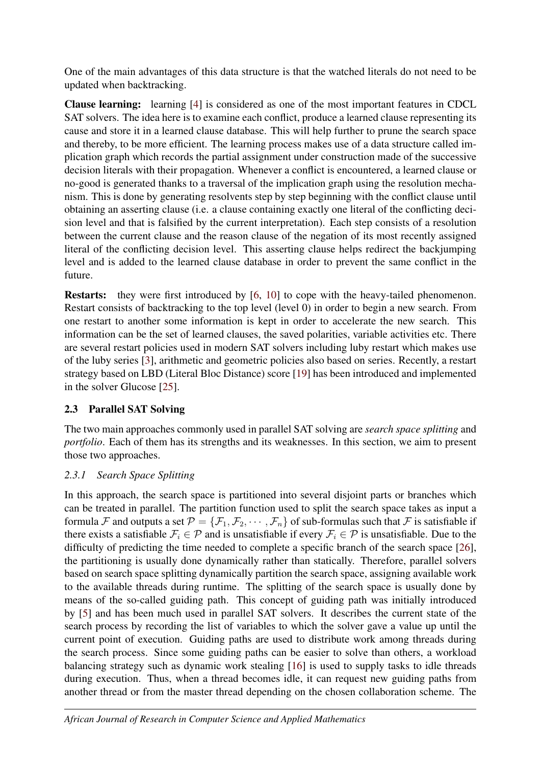One of the main advantages of this data structure is that the watched literals do not need to be updated when backtracking.

**Clause learning:** learning [4] is considered as one of the most important features in CDCL SAT solvers. The idea here is to examine each conflict, produce a learned clause representing its cause and store it in a learned clause database. This will help further to prune the search space and thereby, to be more efficient. The learning process makes use of a data structure called implication graph which records the partial assignment under construction made of the successive decision literals with their propagation. Whenever a conflict is encountered, a learned clause or no-good is generated thanks to a traversal of the implication graph using the resolution mechanism. This is done by generating resolvents step by step beginning with the conflict clause until obtaining an asserting clause (i.e. a clause containing exactly one literal of the conflicting decision level and that is falsified by the current interpretation). Each step consists of a resolution between the current clause and the reason clause of the negation of its most recently assigned literal of the conflicting decision level. This asserting clause helps redirect the backjumping level and is added to the learned clause database in order to prevent the same conflict in the future.

**Restarts:** they were first introduced by [6, 10] to cope with the heavy-tailed phenomenon. Restart consists of backtracking to the top level (level 0) in order to begin a new search. From one restart to another some information is kept in order to accelerate the new search. This information can be the set of learned clauses, the saved polarities, variable activities etc. There are several restart policies used in modern SAT solvers including luby restart which makes use of the luby series [3], arithmetic and geometric policies also based on series. Recently, a restart strategy based on LBD (Literal Bloc Distance) score [19] has been introduced and implemented in the solver Glucose [25].

### 2.3 Parallel SAT Solving

The two main approaches commonly used in parallel SAT solving are *search space splitting* and *portfolio*. Each of them has its strengths and its weaknesses. In this section, we aim to present those two approaches.

#### *2.3.1 Search Space Splitting*

In this approach, the search space is partitioned into several disjoint parts or branches which can be treated in parallel. The partition function used to split the search space takes as input a formula $\mathcal{F}$ and outputs a set $\mathcal{P} = \{\mathcal{F}_1, \mathcal{F}_2, \cdots, \mathcal{F}_n\}$ of sub-formulas such that $\mathcal{F}$ is satisfiable if there exists a satisfiable $\mathcal{F}_i \in \mathcal{P}$ and is unsatisfiable if every $\mathcal{F}_i \in \mathcal{P}$ is unsatisfiable. Due to the difficulty of predicting the time needed to complete a specific branch of the search space [26], the partitioning is usually done dynamically rather than statically. Therefore, parallel solvers based on search space splitting dynamically partition the search space, assigning available work to the available threads during runtime. The splitting of the search space is usually done by means of the so-called guiding path. This concept of guiding path was initially introduced by [5] and has been much used in parallel SAT solvers. It describes the current state of the search process by recording the list of variables to which the solver gave a value up until the current point of execution. Guiding paths are used to distribute work among threads during the search process. Since some guiding paths can be easier to solve than others, a workload balancing strategy such as dynamic work stealing [16] is used to supply tasks to idle threads during execution. Thus, when a thread becomes idle, it can request new guiding paths from another thread or from the master thread depending on the chosen collaboration scheme. The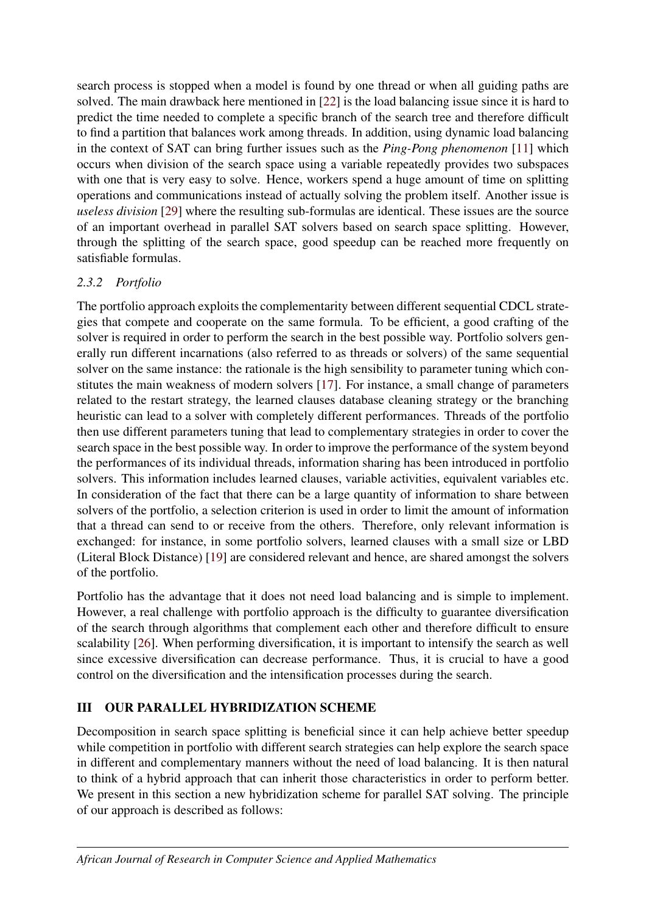search process is stopped when a model is found by one thread or when all guiding paths are solved. The main drawback here mentioned in [22] is the load balancing issue since it is hard to predict the time needed to complete a specific branch of the search tree and therefore difficult to find a partition that balances work among threads. In addition, using dynamic load balancing in the context of SAT can bring further issues such as the *Ping-Pong phenomenon* [11] which occurs when division of the search space using a variable repeatedly provides two subspaces with one that is very easy to solve. Hence, workers spend a huge amount of time on splitting operations and communications instead of actually solving the problem itself. Another issue is *useless division* [29] where the resulting sub-formulas are identical. These issues are the source of an important overhead in parallel SAT solvers based on search space splitting. However, through the splitting of the search space, good speedup can be reached more frequently on satisfiable formulas.

### *2.3.2 Portfolio*

The portfolio approach exploits the complementarity between different sequential CDCL strategies that compete and cooperate on the same formula. To be efficient, a good crafting of the solver is required in order to perform the search in the best possible way. Portfolio solvers generally run different incarnations (also referred to as threads or solvers) of the same sequential solver on the same instance: the rationale is the high sensibility to parameter tuning which constitutes the main weakness of modern solvers [17]. For instance, a small change of parameters related to the restart strategy, the learned clauses database cleaning strategy or the branching heuristic can lead to a solver with completely different performances. Threads of the portfolio then use different parameters tuning that lead to complementary strategies in order to cover the search space in the best possible way. In order to improve the performance of the system beyond the performances of its individual threads, information sharing has been introduced in portfolio solvers. This information includes learned clauses, variable activities, equivalent variables etc. In consideration of the fact that there can be a large quantity of information to share between solvers of the portfolio, a selection criterion is used in order to limit the amount of information that a thread can send to or receive from the others. Therefore, only relevant information is exchanged: for instance, in some portfolio solvers, learned clauses with a small size or LBD (Literal Block Distance) [19] are considered relevant and hence, are shared amongst the solvers of the portfolio.

Portfolio has the advantage that it does not need load balancing and is simple to implement. However, a real challenge with portfolio approach is the difficulty to guarantee diversification of the search through algorithms that complement each other and therefore difficult to ensure scalability [26]. When performing diversification, it is important to intensify the search as well since excessive diversification can decrease performance. Thus, it is crucial to have a good control on the diversification and the intensification processes during the search.

## III OUR PARALLEL HYBRIDIZATION SCHEME

Decomposition in search space splitting is beneficial since it can help achieve better speedup while competition in portfolio with different search strategies can help explore the search space in different and complementary manners without the need of load balancing. It is then natural to think of a hybrid approach that can inherit those characteristics in order to perform better. We present in this section a new hybridization scheme for parallel SAT solving. The principle of our approach is described as follows: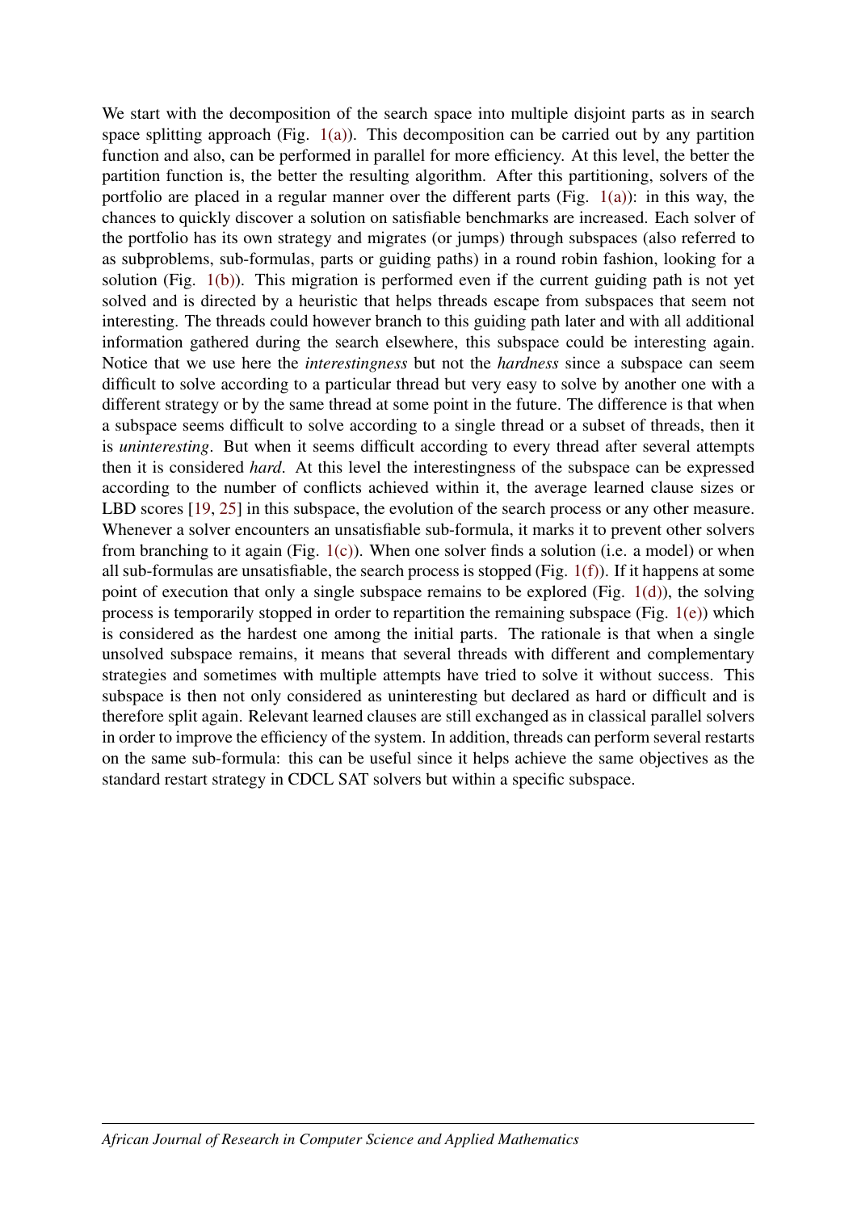We start with the decomposition of the search space into multiple disjoint parts as in search space splitting approach (Fig. 1(a)). This decomposition can be carried out by any partition function and also, can be performed in parallel for more efficiency. At this level, the better the partition function is, the better the resulting algorithm. After this partitioning, solvers of the portfolio are placed in a regular manner over the different parts (Fig. 1(a)): in this way, the chances to quickly discover a solution on satisfiable benchmarks are increased. Each solver of the portfolio has its own strategy and migrates (or jumps) through subspaces (also referred to as subproblems, sub-formulas, parts or guiding paths) in a round robin fashion, looking for a solution (Fig. 1(b)). This migration is performed even if the current guiding path is not yet solved and is directed by a heuristic that helps threads escape from subspaces that seem not interesting. The threads could however branch to this guiding path later and with all additional information gathered during the search elsewhere, this subspace could be interesting again. Notice that we use here the *interestingness* but not the *hardness* since a subspace can seem difficult to solve according to a particular thread but very easy to solve by another one with a different strategy or by the same thread at some point in the future. The difference is that when a subspace seems difficult to solve according to a single thread or a subset of threads, then it is *uninteresting*. But when it seems difficult according to every thread after several attempts then it is considered *hard*. At this level the interestingness of the subspace can be expressed according to the number of conflicts achieved within it, the average learned clause sizes or LBD scores [19, 25] in this subspace, the evolution of the search process or any other measure. Whenever a solver encounters an unsatisfiable sub-formula, it marks it to prevent other solvers from branching to it again (Fig. 1(c)). When one solver finds a solution (i.e. a model) or when all sub-formulas are unsatisfiable, the search process is stopped (Fig. 1(f)). If it happens at some point of execution that only a single subspace remains to be explored (Fig. 1(d)), the solving process is temporarily stopped in order to repartition the remaining subspace (Fig. 1(e)) which is considered as the hardest one among the initial parts. The rationale is that when a single unsolved subspace remains, it means that several threads with different and complementary strategies and sometimes with multiple attempts have tried to solve it without success. This subspace is then not only considered as uninteresting but declared as hard or difficult and is therefore split again. Relevant learned clauses are still exchanged as in classical parallel solvers in order to improve the efficiency of the system. In addition, threads can perform several restarts on the same sub-formula: this can be useful since it helps achieve the same objectives as the standard restart strategy in CDCL SAT solvers but within a specific subspace.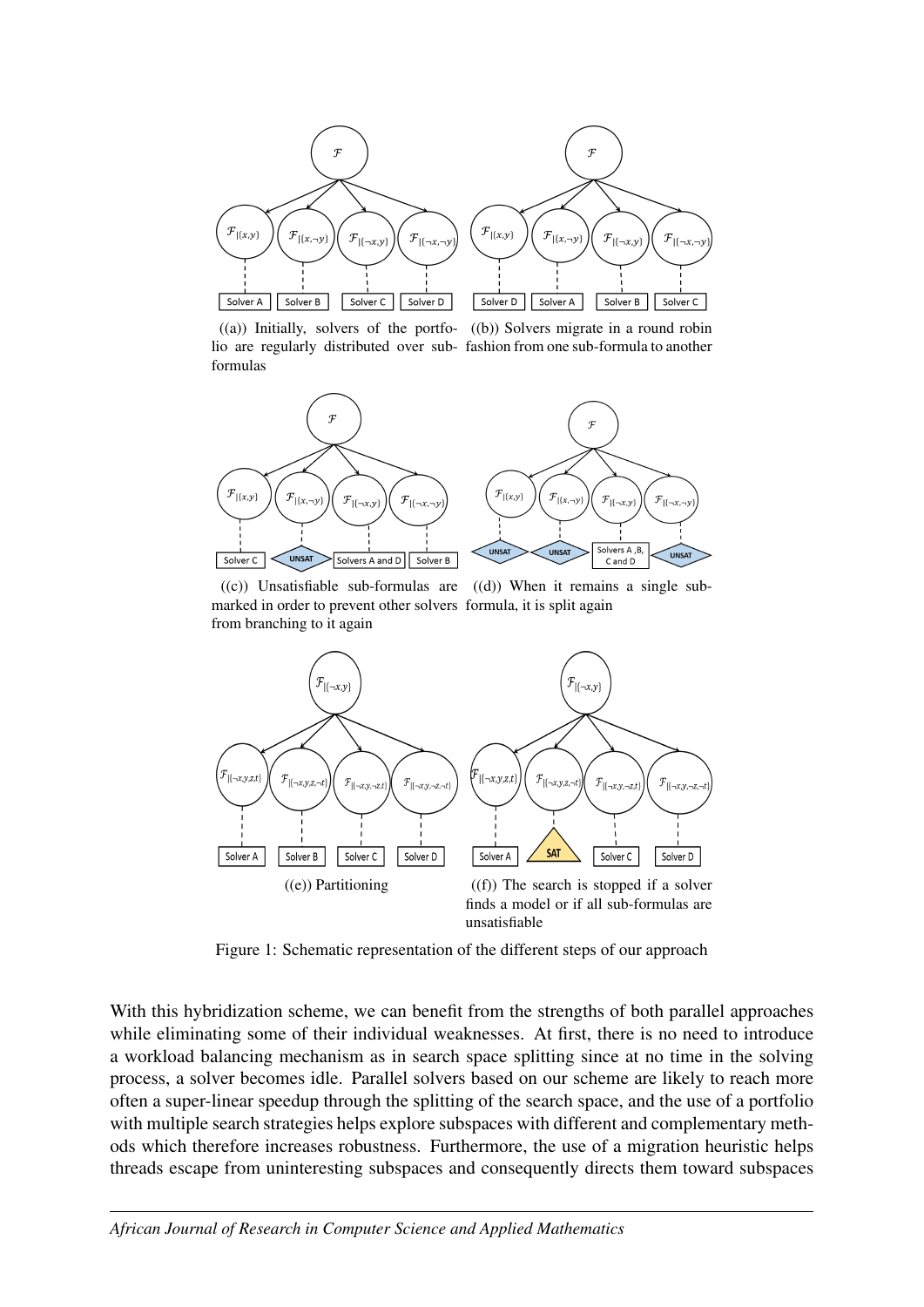((a)) Initially, solvers of the portfolio are regularly distributed over sub-formulas

((b)) Solvers migrate in a round robin fashion from one sub-formula to another

((c)) Unsatisfiable sub-formulas are marked in order to prevent other solvers from branching to it again

((d)) When it remains a single sub-formula, it is split again

((e)) Partitioning

((f)) The search is stopped if a solver finds a model or if all sub-formulas are unsatisfiable

Figure 1: Schematic representation of the different steps of our approach

With this hybridization scheme, we can benefit from the strengths of both parallel approaches while eliminating some of their individual weaknesses. At first, there is no need to introduce a workload balancing mechanism as in search space splitting since at no time in the solving process, a solver becomes idle. Parallel solvers based on our scheme are likely to reach more often a super-linear speedup through the splitting of the search space, and the use of a portfolio with multiple search strategies helps explore subspaces with different and complementary methods which therefore increases robustness. Furthermore, the use of a migration heuristic helps threads escape from uninteresting subspaces and consequently directs them toward subspaces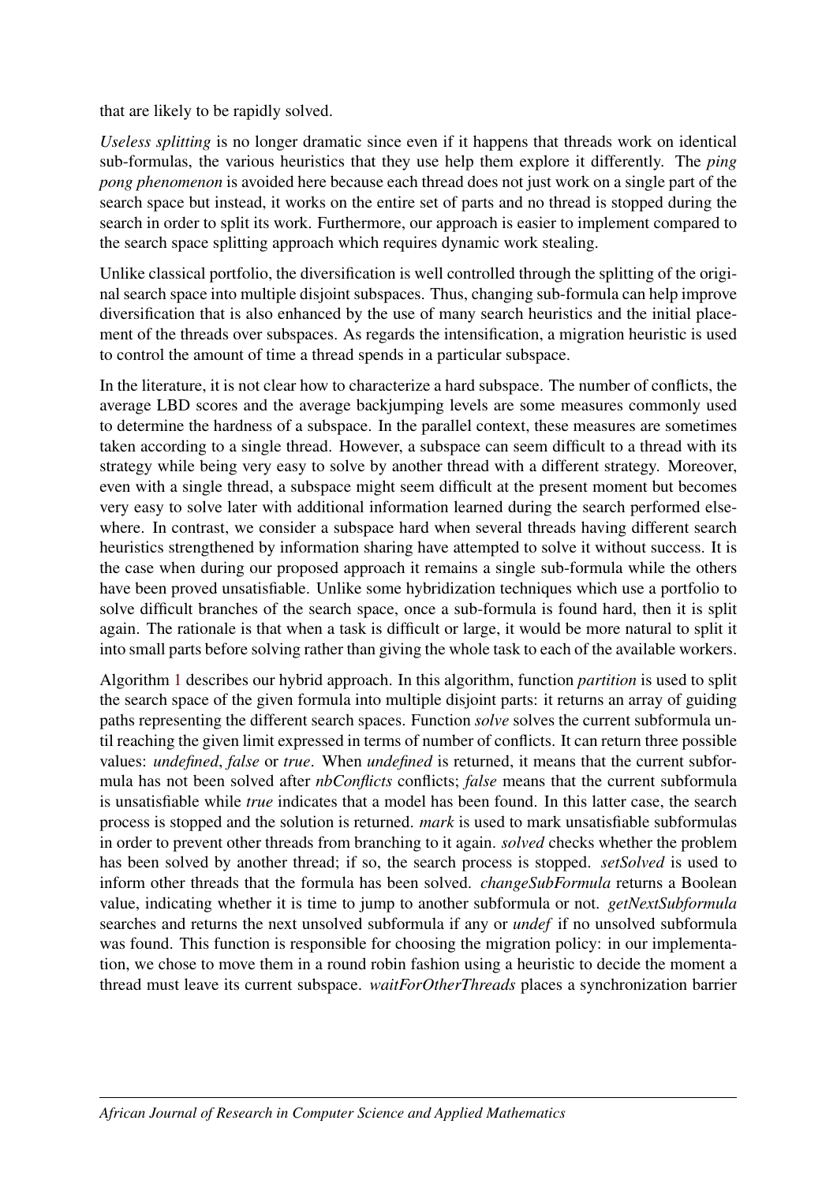that are likely to be rapidly solved.

*Useless splitting* is no longer dramatic since even if it happens that threads work on identical sub-formulas, the various heuristics that they use help them explore it differently. The *ping pong phenomenon* is avoided here because each thread does not just work on a single part of the search space but instead, it works on the entire set of parts and no thread is stopped during the search in order to split its work. Furthermore, our approach is easier to implement compared to the search space splitting approach which requires dynamic work stealing.

Unlike classical portfolio, the diversification is well controlled through the splitting of the original search space into multiple disjoint subspaces. Thus, changing sub-formula can help improve diversification that is also enhanced by the use of many search heuristics and the initial placement of the threads over subspaces. As regards the intensification, a migration heuristic is used to control the amount of time a thread spends in a particular subspace.

In the literature, it is not clear how to characterize a hard subspace. The number of conflicts, the average LBD scores and the average backjumping levels are some measures commonly used to determine the hardness of a subspace. In the parallel context, these measures are sometimes taken according to a single thread. However, a subspace can seem difficult to a thread with its strategy while being very easy to solve by another thread with a different strategy. Moreover, even with a single thread, a subspace might seem difficult at the present moment but becomes very easy to solve later with additional information learned during the search performed elsewhere. In contrast, we consider a subspace hard when several threads having different search heuristics strengthened by information sharing have attempted to solve it without success. It is the case when during our proposed approach it remains a single sub-formula while the others have been proved unsatisfiable. Unlike some hybridization techniques which use a portfolio to solve difficult branches of the search space, once a sub-formula is found hard, then it is split again. The rationale is that when a task is difficult or large, it would be more natural to split it into small parts before solving rather than giving the whole task to each of the available workers.

Algorithm 1 describes our hybrid approach. In this algorithm, function *partition* is used to split the search space of the given formula into multiple disjoint parts: it returns an array of guiding paths representing the different search spaces. Function *solve* solves the current subformula until reaching the given limit expressed in terms of number of conflicts. It can return three possible values: *undefined*, *false* or *true*. When *undefined* is returned, it means that the current subformula has not been solved after *nbConflicts* conflicts; *false* means that the current subformula is unsatisfiable while *true* indicates that a model has been found. In this latter case, the search process is stopped and the solution is returned. *mark* is used to mark unsatisfiable subformulas in order to prevent other threads from branching to it again. *solved* checks whether the problem has been solved by another thread; if so, the search process is stopped. *setSolved* is used to inform other threads that the formula has been solved. *changeSubFormula* returns a Boolean value, indicating whether it is time to jump to another subformula or not. *getNextSubformula* searches and returns the next unsolved subformula if any or *undef* if no unsolved subformula was found. This function is responsible for choosing the migration policy: in our implementation, we chose to move them in a round robin fashion using a heuristic to decide the moment a thread must leave its current subspace. *waitForOtherThreads* places a synchronization barrier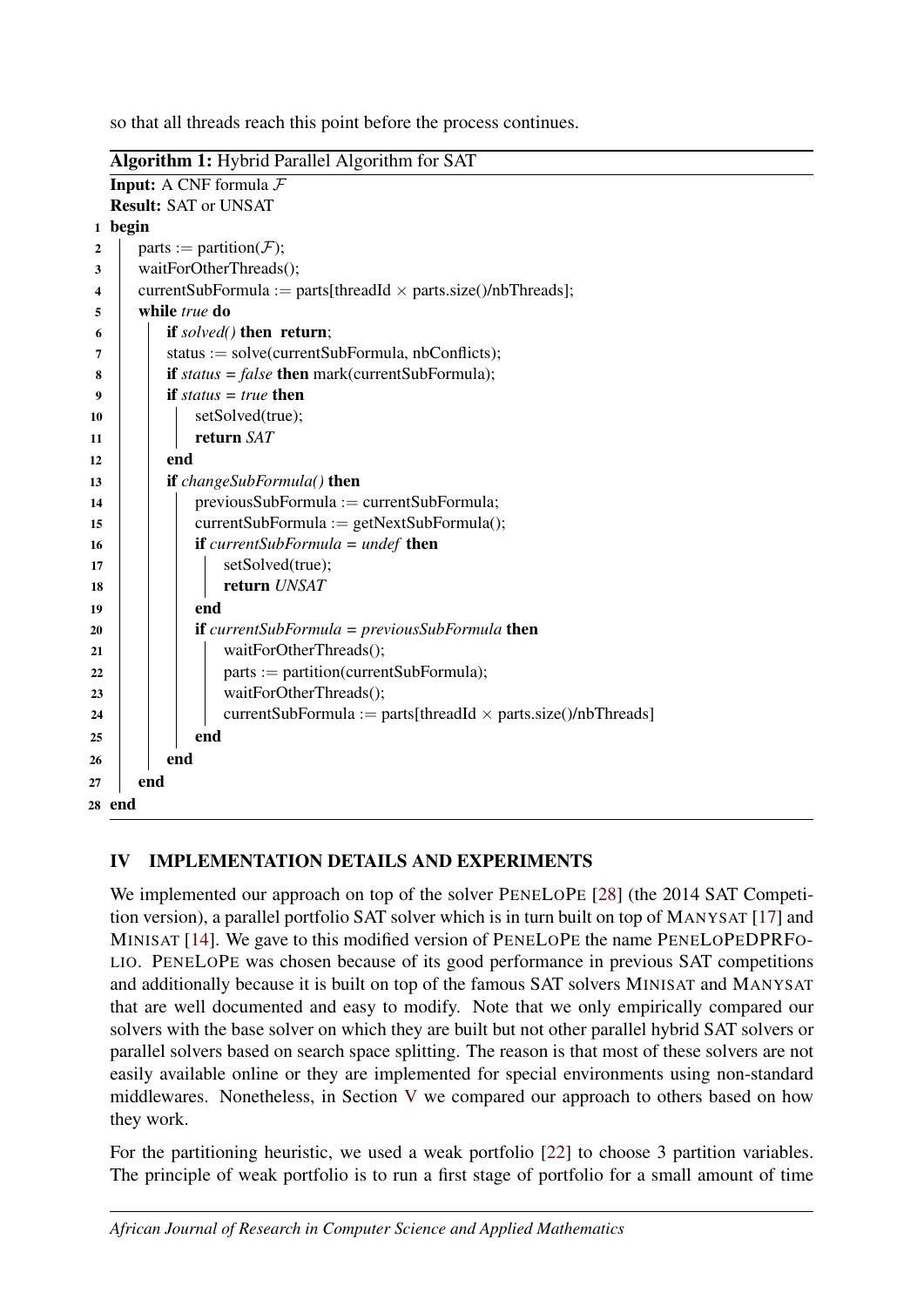so that all threads reach this point before the process continues.

**Algorithm 1:** Hybrid Parallel Algorithm for SAT

```
Input: A CNF formula F
Result: SAT or UNSAT
1  begin
2      parts := partition(F);
3      waitForOtherThreads();
4      currentSubFormula := parts[threadId × parts.size()/nbThreads];
5      while true do
6          if solved() then return;
7          status := solve(currentSubFormula, nbConflicts);
8          if status = false then mark(currentSubFormula);
9          if status = true then
10             setSolved(true);
11             return SAT
12         end
13         if changeSubFormula() then
14             previousSubFormula := currentSubFormula;
15             currentSubFormula := getNextSubFormula();
16             if currentSubFormula = undef then
17                 setSolved(true);
18                 return UNSAT
19             end
20             if currentSubFormula = previousSubFormula then
21                 waitForOtherThreads();
22                 parts := partition(currentSubFormula);
23                 waitForOtherThreads();
24                 currentSubFormula := parts[threadId × parts.size()/nbThreads]
25             end
26         end
27     end
28 end
```

## IV IMPLEMENTATION DETAILS AND EXPERIMENTS

We implemented our approach on top of the solver PENELOPE [28] (the 2014 SAT Competition version), a parallel portfolio SAT solver which is in turn built on top of MANYSAT [17] and MINISAT [14]. We gave to this modified version of PENELOPE the name PENELOPEDPRFOLIO. PENELOPE was chosen because of its good performance in previous SAT competitions and additionally because it is built on top of the famous SAT solvers MINISAT and MANYSAT that are well documented and easy to modify. Note that we only empirically compared our solvers with the base solver on which they are built but not other parallel hybrid SAT solvers or parallel solvers based on search space splitting. The reason is that most of these solvers are not easily available online or they are implemented for special environments using non-standard middlewares. Nonetheless, in Section V we compared our approach to others based on how they work.

For the partitioning heuristic, we used a weak portfolio [22] to choose 3 partition variables. The principle of weak portfolio is to run a first stage of portfolio for a small amount of time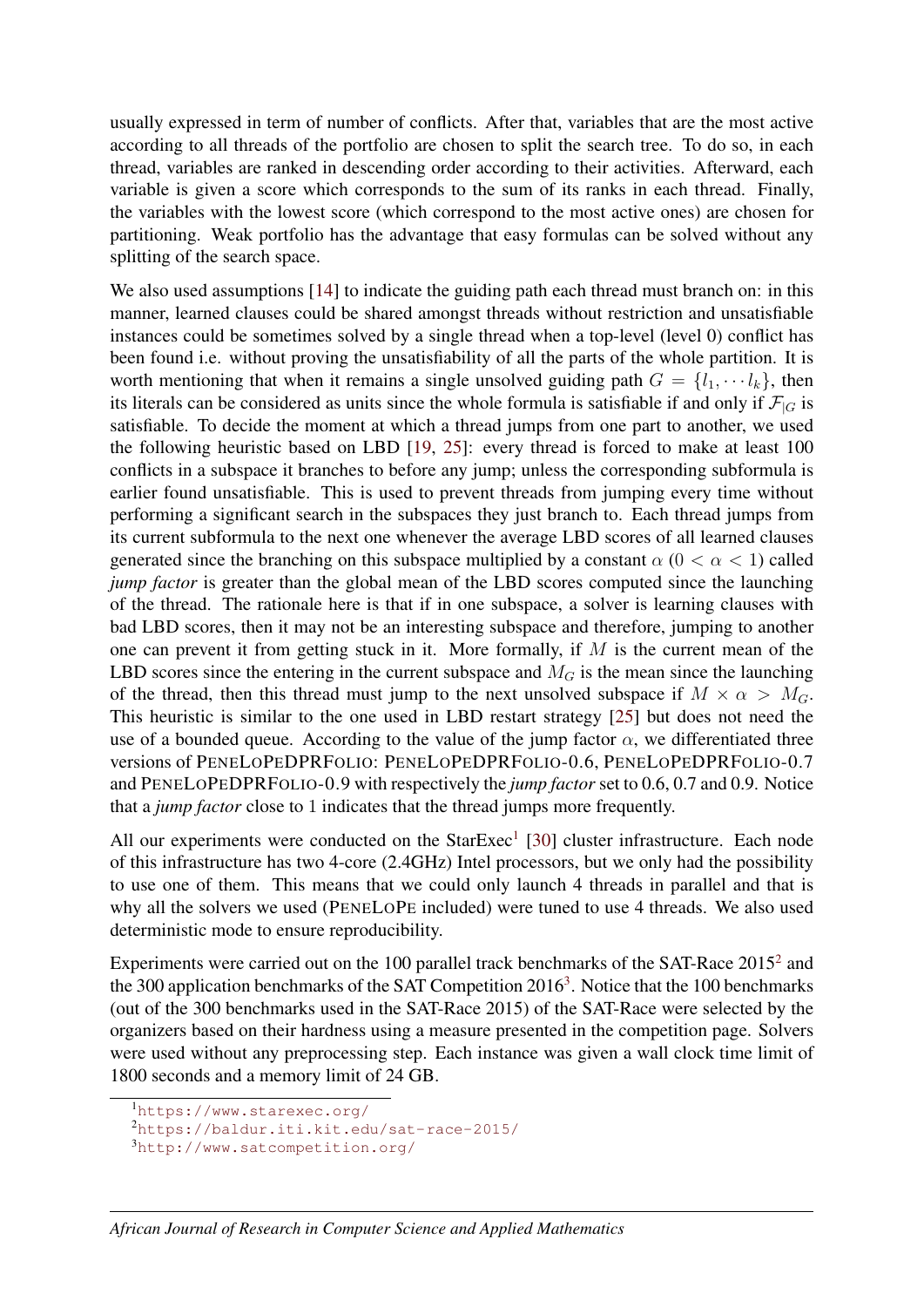usually expressed in term of number of conflicts. After that, variables that are the most active according to all threads of the portfolio are chosen to split the search tree. To do so, in each thread, variables are ranked in descending order according to their activities. Afterward, each variable is given a score which corresponds to the sum of its ranks in each thread. Finally, the variables with the lowest score (which correspond to the most active ones) are chosen for partitioning. Weak portfolio has the advantage that easy formulas can be solved without any splitting of the search space.

We also used assumptions [14] to indicate the guiding path each thread must branch on: in this manner, learned clauses could be shared amongst threads without restriction and unsatisfiable instances could be sometimes solved by a single thread when a top-level (level 0) conflict has been found i.e. without proving the unsatisfiability of all the parts of the whole partition. It is worth mentioning that when it remains a single unsolved guiding path $G = \{l_1, \cdots l_k\}$, then its literals can be considered as units since the whole formula is satisfiable if and only if $\mathcal{F}_{|G}$ is satisfiable. To decide the moment at which a thread jumps from one part to another, we used the following heuristic based on LBD [19, 25]: every thread is forced to make at least 100 conflicts in a subspace it branches to before any jump; unless the corresponding subformula is earlier found unsatisfiable. This is used to prevent threads from jumping every time without performing a significant search in the subspaces they just branch to. Each thread jumps from its current subformula to the next one whenever the average LBD scores of all learned clauses generated since the branching on this subspace multiplied by a constant $\alpha$ ($0 < \alpha < 1$) called *jump factor* is greater than the global mean of the LBD scores computed since the launching of the thread. The rationale here is that if in one subspace, a solver is learning clauses with bad LBD scores, then it may not be an interesting subspace and therefore, jumping to another one can prevent it from getting stuck in it. More formally, if $M$ is the current mean of the LBD scores since the entering in the current subspace and $M_G$ is the mean since the launching of the thread, then this thread must jump to the next unsolved subspace if $M \times \alpha > M_G$. This heuristic is similar to the one used in LBD restart strategy [25] but does not need the use of a bounded queue. According to the value of the jump factor $\alpha$, we differentiated three versions of PENELOPEDPRFOLIO: PENELOPEDPRFOLIO-0.6, PENELOPEDPRFOLIO-0.7 and PENELOPEDPRFOLIO-0.9 with respectively the *jump factor* set to 0.6, 0.7 and 0.9. Notice that a *jump factor* close to 1 indicates that the thread jumps more frequently.

All our experiments were conducted on the StarExec[1] [30] cluster infrastructure. Each node of this infrastructure has two 4-core (2.4GHz) Intel processors, but we only had the possibility to use one of them. This means that we could only launch 4 threads in parallel and that is why all the solvers we used (PENELOPE included) were tuned to use 4 threads. We also used deterministic mode to ensure reproducibility.

Experiments were carried out on the 100 parallel track benchmarks of the SAT-Race 2015[2] and the 300 application benchmarks of the SAT Competition 2016[3]. Notice that the 100 benchmarks (out of the 300 benchmarks used in the SAT-Race 2015) of the SAT-Race were selected by the organizers based on their hardness using a measure presented in the competition page. Solvers were used without any preprocessing step. Each instance was given a wall clock time limit of 1800 seconds and a memory limit of 24 GB.

[1] https://www.starexec.org/
[2] https://baldur.iti.kit.edu/sat-race-2015/
[3] http://www.satcompetition.org/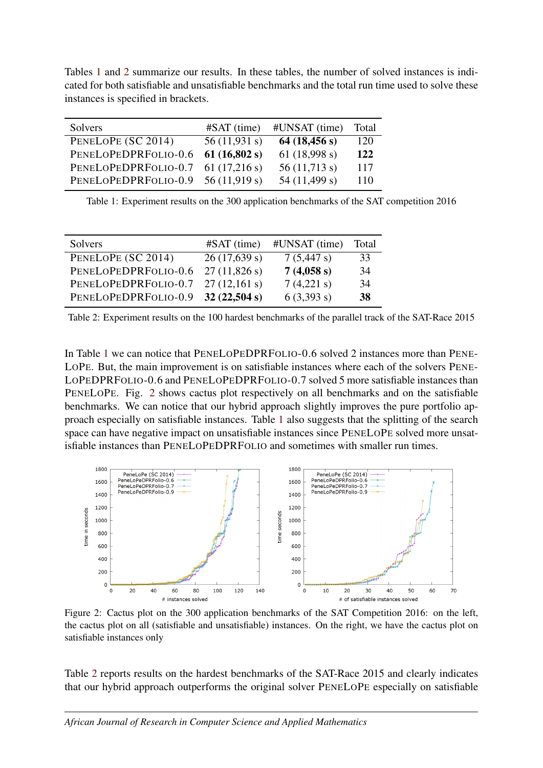Tables 1 and 2 summarize our results. In these tables, the number of solved instances is indicated for both satisfiable and unsatisfiable benchmarks and the total run time used to solve these instances is specified in brackets.

| Solvers | #SAT (time) | #UNSAT (time) | Total |
|---|---|---|---|
| PENELOPE (SC 2014) | 56 (11,931 s) | **64 (18,456 s)** | 120 |
| PENELOPEDPRFOLIO-0.6 | **61 (16,802 s)** | 61 (18,998 s) | **122** |
| PENELOPEDPRFOLIO-0.7 | 61 (17,216 s) | 56 (11,713 s) | 117 |
| PENELOPEDPRFOLIO-0.9 | 56 (11,919 s) | 54 (11,499 s) | 110 |

Table 1: Experiment results on the 300 application benchmarks of the SAT competition 2016

| Solvers | #SAT (time) | #UNSAT (time) | Total |
|---|---|---|---|
| PENELOPE (SC 2014) | 26 (17,639 s) | 7 (5,447 s) | 33 |
| PENELOPEDPRFOLIO-0.6 | 27 (11,826 s) | **7 (4,058 s)** | 34 |
| PENELOPEDPRFOLIO-0.7 | 27 (12,161 s) | 7 (4,221 s) | 34 |
| PENELOPEDPRFOLIO-0.9 | **32 (22,504 s)** | 6 (3,393 s) | **38** |

Table 2: Experiment results on the 100 hardest benchmarks of the parallel track of the SAT-Race 2015

In Table 1 we can notice that PENELOPEDPRFOLIO-0.6 solved 2 instances more than PENELOPE. But, the main improvement is on satisfiable instances where each of the solvers PENELOPEDPRFOLIO-0.6 and PENELOPEDPRFOLIO-0.7 solved 5 more satisfiable instances than PENELOPE. Fig. 2 shows cactus plot respectively on all benchmarks and on the satisfiable benchmarks. We can notice that our hybrid approach slightly improves the pure portfolio approach especially on satisfiable instances. Table 1 also suggests that the splitting of the search space can have negative impact on unsatisfiable instances since PENELOPE solved more unsatisfiable instances than PENELOPEDPRFOLIO and sometimes with smaller run times.

Figure 2: Cactus plot on the 300 application benchmarks of the SAT Competition 2016: on the left, the cactus plot on all (satisfiable and unsatisfiable) instances. On the right, we have the cactus plot on satisfiable instances only

Table 2 reports results on the hardest benchmarks of the SAT-Race 2015 and clearly indicates that our hybrid approach outperforms the original solver PENELOPE especially on satisfiable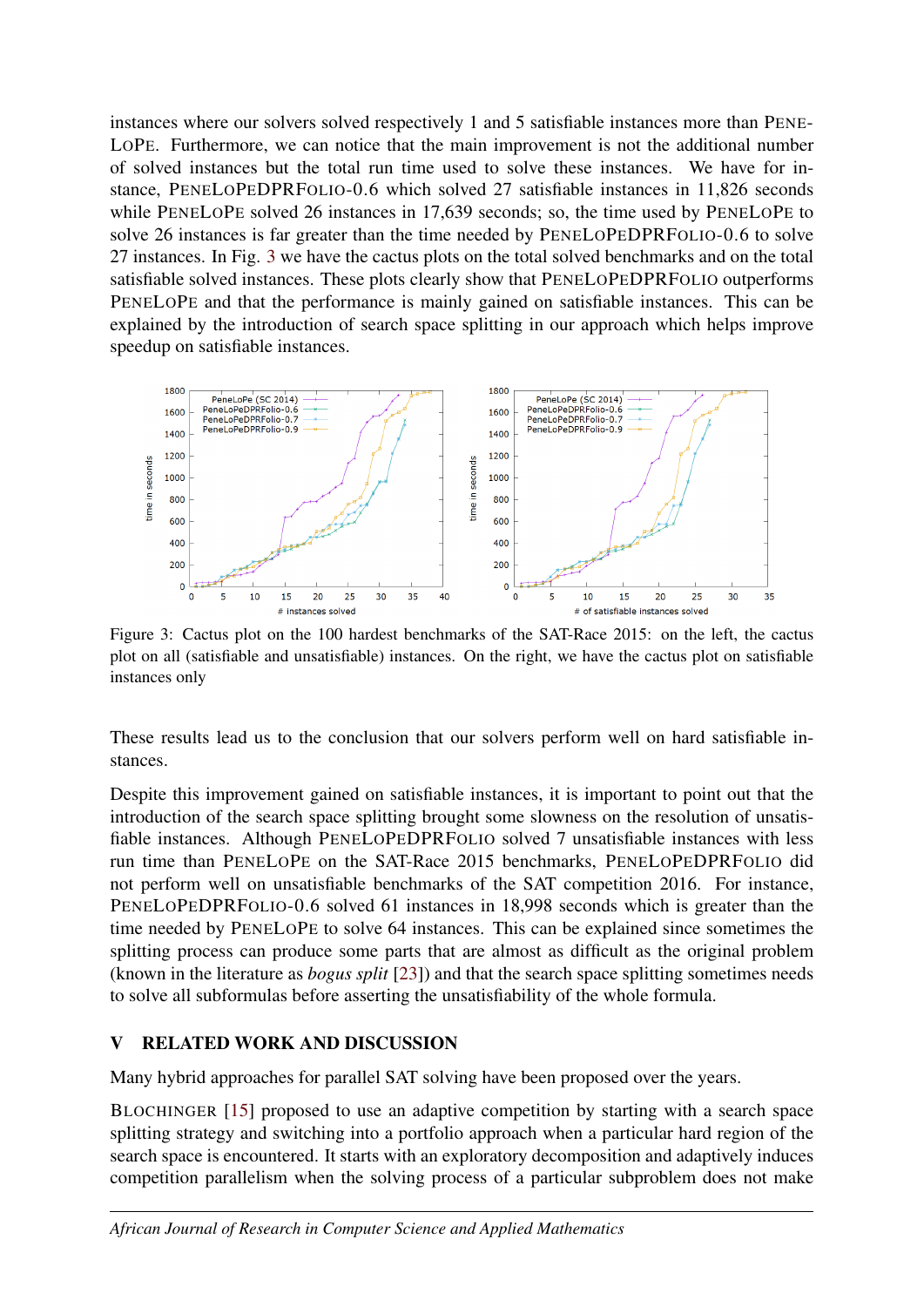instances where our solvers solved respectively 1 and 5 satisfiable instances more than PENELOPE. Furthermore, we can notice that the main improvement is not the additional number of solved instances but the total run time used to solve these instances. We have for instance, PENELOPEDPRFOLIO-0.6 which solved 27 satisfiable instances in 11,826 seconds while PENELOPE solved 26 instances in 17,639 seconds; so, the time used by PENELOPE to solve 26 instances is far greater than the time needed by PENELOPEDPRFOLIO-0.6 to solve 27 instances. In Fig. 3 we have the cactus plots on the total solved benchmarks and on the total satisfiable solved instances. These plots clearly show that PENELOPEDPRFOLIO outperforms PENELOPE and that the performance is mainly gained on satisfiable instances. This can be explained by the introduction of search space splitting in our approach which helps improve speedup on satisfiable instances.

Figure 3: Cactus plot on the 100 hardest benchmarks of the SAT-Race 2015: on the left, the cactus plot on all (satisfiable and unsatisfiable) instances. On the right, we have the cactus plot on satisfiable instances only

These results lead us to the conclusion that our solvers perform well on hard satisfiable instances.

Despite this improvement gained on satisfiable instances, it is important to point out that the introduction of the search space splitting brought some slowness on the resolution of unsatisfiable instances. Although PENELOPEDPRFOLIO solved 7 unsatisfiable instances with less run time than PENELOPE on the SAT-Race 2015 benchmarks, PENELOPEDPRFOLIO did not perform well on unsatisfiable benchmarks of the SAT competition 2016. For instance, PENELOPEDPRFOLIO-0.6 solved 61 instances in 18,998 seconds which is greater than the time needed by PENELOPE to solve 64 instances. This can be explained since sometimes the splitting process can produce some parts that are almost as difficult as the original problem (known in the literature as *bogus split* [23]) and that the search space splitting sometimes needs to solve all subformulas before asserting the unsatisfiability of the whole formula.

## V RELATED WORK AND DISCUSSION

Many hybrid approaches for parallel SAT solving have been proposed over the years.

BLOCHINGER [15] proposed to use an adaptive competition by starting with a search space splitting strategy and switching into a portfolio approach when a particular hard region of the search space is encountered. It starts with an exploratory decomposition and adaptively induces competition parallelism when the solving process of a particular subproblem does not make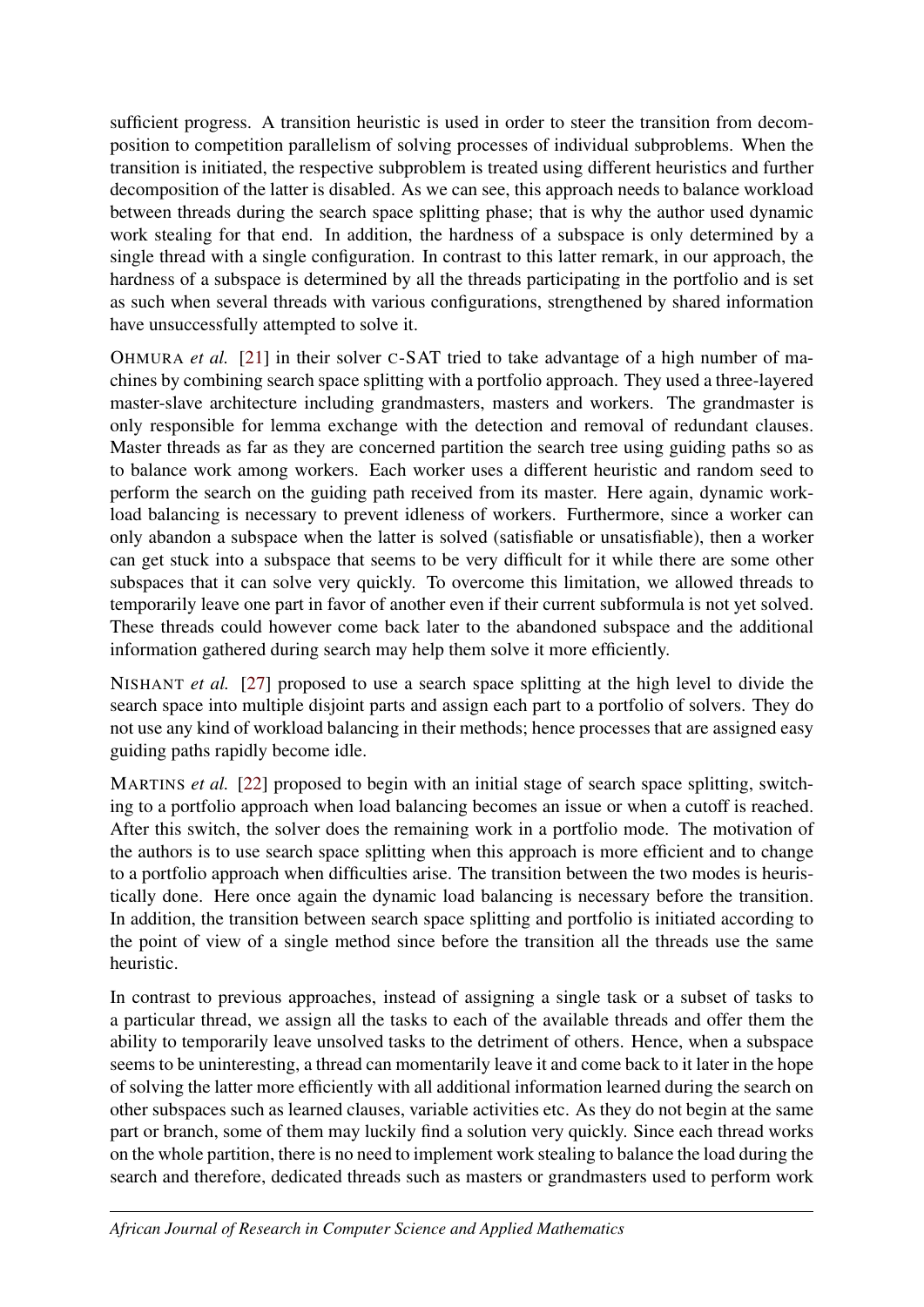sufficient progress. A transition heuristic is used in order to steer the transition from decomposition to competition parallelism of solving processes of individual subproblems. When the transition is initiated, the respective subproblem is treated using different heuristics and further decomposition of the latter is disabled. As we can see, this approach needs to balance workload between threads during the search space splitting phase; that is why the author used dynamic work stealing for that end. In addition, the hardness of a subspace is only determined by a single thread with a single configuration. In contrast to this latter remark, in our approach, the hardness of a subspace is determined by all the threads participating in the portfolio and is set as such when several threads with various configurations, strengthened by shared information have unsuccessfully attempted to solve it.

OHMURA *et al.* [21] in their solver C-SAT tried to take advantage of a high number of machines by combining search space splitting with a portfolio approach. They used a three-layered master-slave architecture including grandmasters, masters and workers. The grandmaster is only responsible for lemma exchange with the detection and removal of redundant clauses. Master threads as far as they are concerned partition the search tree using guiding paths so as to balance work among workers. Each worker uses a different heuristic and random seed to perform the search on the guiding path received from its master. Here again, dynamic workload balancing is necessary to prevent idleness of workers. Furthermore, since a worker can only abandon a subspace when the latter is solved (satisfiable or unsatisfiable), then a worker can get stuck into a subspace that seems to be very difficult for it while there are some other subspaces that it can solve very quickly. To overcome this limitation, we allowed threads to temporarily leave one part in favor of another even if their current subformula is not yet solved. These threads could however come back later to the abandoned subspace and the additional information gathered during search may help them solve it more efficiently.

NISHANT *et al.* [27] proposed to use a search space splitting at the high level to divide the search space into multiple disjoint parts and assign each part to a portfolio of solvers. They do not use any kind of workload balancing in their methods; hence processes that are assigned easy guiding paths rapidly become idle.

MARTINS *et al.* [22] proposed to begin with an initial stage of search space splitting, switching to a portfolio approach when load balancing becomes an issue or when a cutoff is reached. After this switch, the solver does the remaining work in a portfolio mode. The motivation of the authors is to use search space splitting when this approach is more efficient and to change to a portfolio approach when difficulties arise. The transition between the two modes is heuristically done. Here once again the dynamic load balancing is necessary before the transition. In addition, the transition between search space splitting and portfolio is initiated according to the point of view of a single method since before the transition all the threads use the same heuristic.

In contrast to previous approaches, instead of assigning a single task or a subset of tasks to a particular thread, we assign all the tasks to each of the available threads and offer them the ability to temporarily leave unsolved tasks to the detriment of others. Hence, when a subspace seems to be uninteresting, a thread can momentarily leave it and come back to it later in the hope of solving the latter more efficiently with all additional information learned during the search on other subspaces such as learned clauses, variable activities etc. As they do not begin at the same part or branch, some of them may luckily find a solution very quickly. Since each thread works on the whole partition, there is no need to implement work stealing to balance the load during the search and therefore, dedicated threads such as masters or grandmasters used to perform work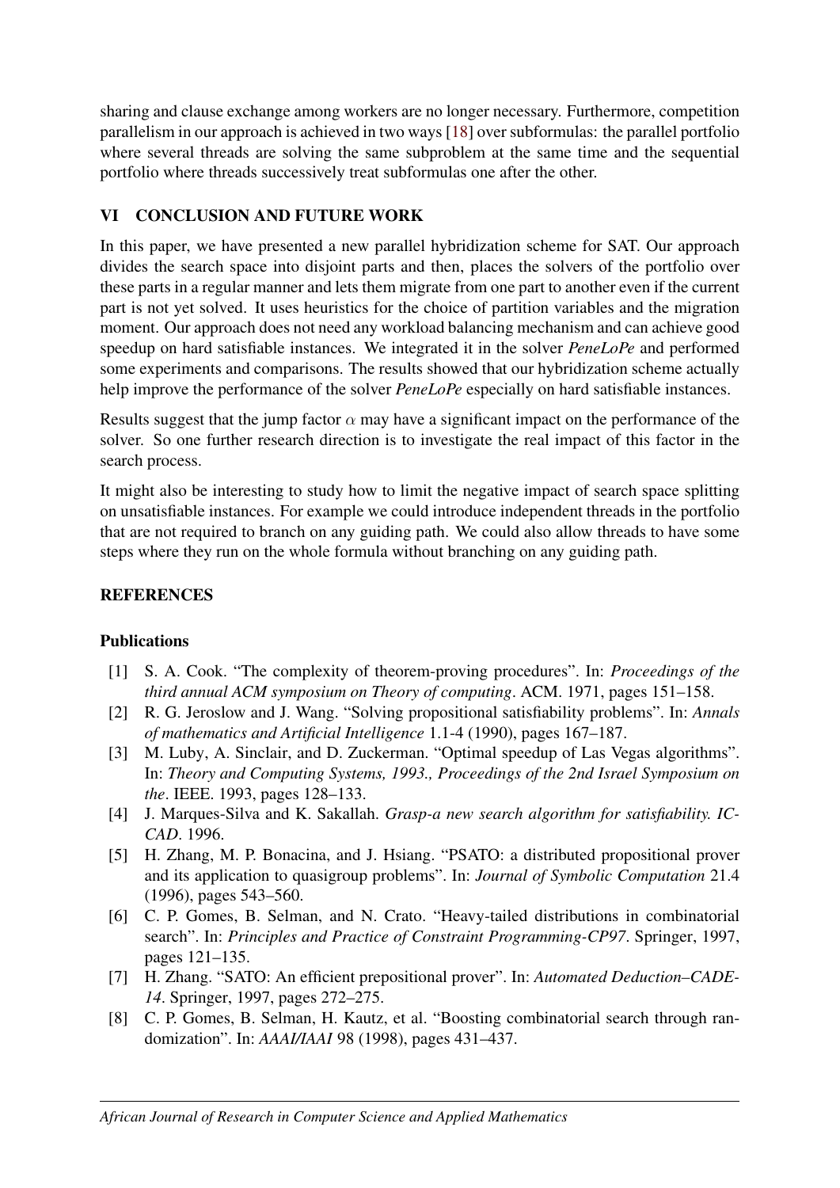sharing and clause exchange among workers are no longer necessary. Furthermore, competition parallelism in our approach is achieved in two ways [18] over subformulas: the parallel portfolio where several threads are solving the same subproblem at the same time and the sequential portfolio where threads successively treat subformulas one after the other.

## VI CONCLUSION AND FUTURE WORK

In this paper, we have presented a new parallel hybridization scheme for SAT. Our approach divides the search space into disjoint parts and then, places the solvers of the portfolio over these parts in a regular manner and lets them migrate from one part to another even if the current part is not yet solved. It uses heuristics for the choice of partition variables and the migration moment. Our approach does not need any workload balancing mechanism and can achieve good speedup on hard satisfiable instances. We integrated it in the solver *PeneLoPe* and performed some experiments and comparisons. The results showed that our hybridization scheme actually help improve the performance of the solver *PeneLoPe* especially on hard satisfiable instances.

Results suggest that the jump factor $\alpha$ may have a significant impact on the performance of the solver. So one further research direction is to investigate the real impact of this factor in the search process.

It might also be interesting to study how to limit the negative impact of search space splitting on unsatisfiable instances. For example we could introduce independent threads in the portfolio that are not required to branch on any guiding path. We could also allow threads to have some steps where they run on the whole formula without branching on any guiding path.

## REFERENCES

### Publications

[1] S. A. Cook. "The complexity of theorem-proving procedures". In: *Proceedings of the third annual ACM symposium on Theory of computing*. ACM. 1971, pages 151–158.

[2] R. G. Jeroslow and J. Wang. "Solving propositional satisfiability problems". In: *Annals of mathematics and Artificial Intelligence* 1.1-4 (1990), pages 167–187.

[3] M. Luby, A. Sinclair, and D. Zuckerman. "Optimal speedup of Las Vegas algorithms". In: *Theory and Computing Systems, 1993., Proceedings of the 2nd Israel Symposium on the*. IEEE. 1993, pages 128–133.

[4] J. Marques-Silva and K. Sakallah. *Grasp-a new search algorithm for satisfiability. ICCAD*. 1996.

[5] H. Zhang, M. P. Bonacina, and J. Hsiang. "PSATO: a distributed propositional prover and its application to quasigroup problems". In: *Journal of Symbolic Computation* 21.4 (1996), pages 543–560.

[6] C. P. Gomes, B. Selman, and N. Crato. "Heavy-tailed distributions in combinatorial search". In: *Principles and Practice of Constraint Programming-CP97*. Springer, 1997, pages 121–135.

[7] H. Zhang. "SATO: An efficient prepositional prover". In: *Automated Deduction–CADE-14*. Springer, 1997, pages 272–275.

[8] C. P. Gomes, B. Selman, H. Kautz, et al. "Boosting combinatorial search through randomization". In: *AAAI/IAAI* 98 (1998), pages 431–437.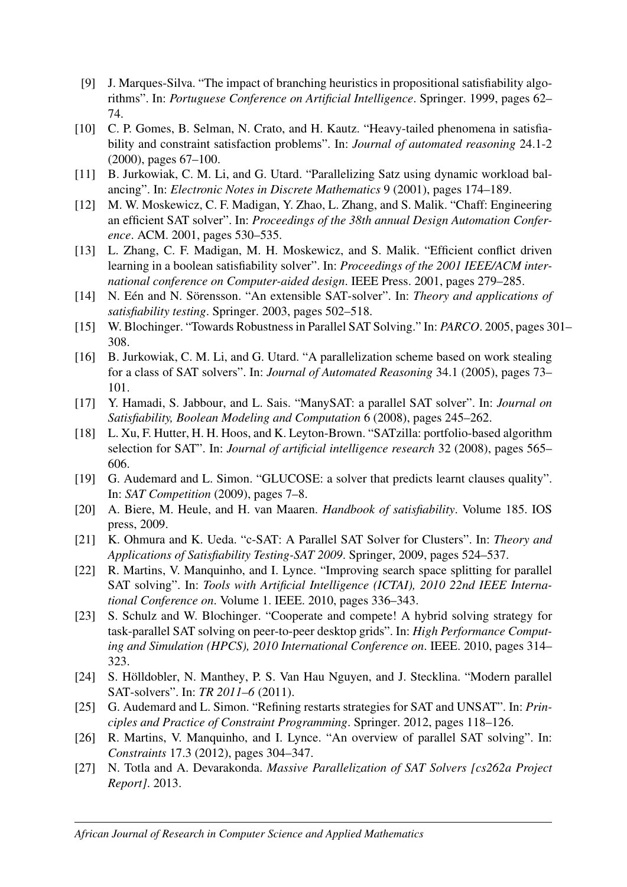[9] J. Marques-Silva. "The impact of branching heuristics in propositional satisfiability algorithms". In: *Portuguese Conference on Artificial Intelligence*. Springer. 1999, pages 62–74.

[10] C. P. Gomes, B. Selman, N. Crato, and H. Kautz. "Heavy-tailed phenomena in satisfiability and constraint satisfaction problems". In: *Journal of automated reasoning* 24.1-2 (2000), pages 67–100.

[11] B. Jurkowiak, C. M. Li, and G. Utard. "Parallelizing Satz using dynamic workload balancing". In: *Electronic Notes in Discrete Mathematics* 9 (2001), pages 174–189.

[12] M. W. Moskewicz, C. F. Madigan, Y. Zhao, L. Zhang, and S. Malik. "Chaff: Engineering an efficient SAT solver". In: *Proceedings of the 38th annual Design Automation Conference*. ACM. 2001, pages 530–535.

[13] L. Zhang, C. F. Madigan, M. H. Moskewicz, and S. Malik. "Efficient conflict driven learning in a boolean satisfiability solver". In: *Proceedings of the 2001 IEEE/ACM international conference on Computer-aided design*. IEEE Press. 2001, pages 279–285.

[14] N. Eén and N. Sörensson. "An extensible SAT-solver". In: *Theory and applications of satisfiability testing*. Springer. 2003, pages 502–518.

[15] W. Blochinger. "Towards Robustness in Parallel SAT Solving." In: *PARCO*. 2005, pages 301–308.

[16] B. Jurkowiak, C. M. Li, and G. Utard. "A parallelization scheme based on work stealing for a class of SAT solvers". In: *Journal of Automated Reasoning* 34.1 (2005), pages 73–101.

[17] Y. Hamadi, S. Jabbour, and L. Sais. "ManySAT: a parallel SAT solver". In: *Journal on Satisfiability, Boolean Modeling and Computation* 6 (2008), pages 245–262.

[18] L. Xu, F. Hutter, H. H. Hoos, and K. Leyton-Brown. "SATzilla: portfolio-based algorithm selection for SAT". In: *Journal of artificial intelligence research* 32 (2008), pages 565–606.

[19] G. Audemard and L. Simon. "GLUCOSE: a solver that predicts learnt clauses quality". In: *SAT Competition* (2009), pages 7–8.

[20] A. Biere, M. Heule, and H. van Maaren. *Handbook of satisfiability*. Volume 185. IOS press, 2009.

[21] K. Ohmura and K. Ueda. "c-SAT: A Parallel SAT Solver for Clusters". In: *Theory and Applications of Satisfiability Testing-SAT 2009*. Springer, 2009, pages 524–537.

[22] R. Martins, V. Manquinho, and I. Lynce. "Improving search space splitting for parallel SAT solving". In: *Tools with Artificial Intelligence (ICTAI), 2010 22nd IEEE International Conference on*. Volume 1. IEEE. 2010, pages 336–343.

[23] S. Schulz and W. Blochinger. "Cooperate and compete! A hybrid solving strategy for task-parallel SAT solving on peer-to-peer desktop grids". In: *High Performance Computing and Simulation (HPCS), 2010 International Conference on*. IEEE. 2010, pages 314–323.

[24] S. Hölldobler, N. Manthey, P. S. Van Hau Nguyen, and J. Stecklina. "Modern parallel SAT-solvers". In: *TR 2011–6* (2011).

[25] G. Audemard and L. Simon. "Refining restarts strategies for SAT and UNSAT". In: *Principles and Practice of Constraint Programming*. Springer. 2012, pages 118–126.

[26] R. Martins, V. Manquinho, and I. Lynce. "An overview of parallel SAT solving". In: *Constraints* 17.3 (2012), pages 304–347.

[27] N. Totla and A. Devarakonda. *Massive Parallelization of SAT Solvers [cs262a Project Report]*. 2013.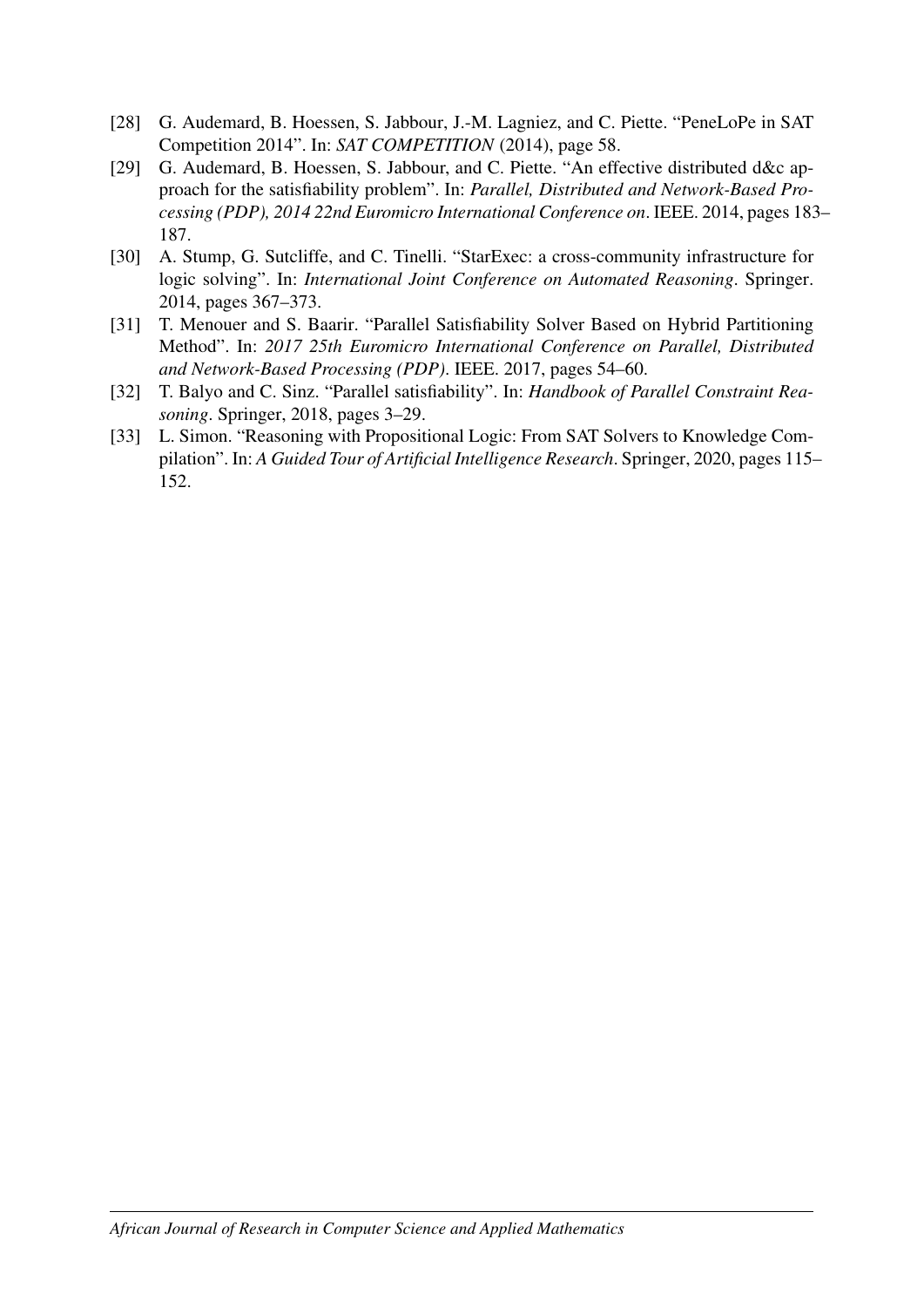[28] G. Audemard, B. Hoessen, S. Jabbour, J.-M. Lagniez, and C. Piette. "PeneLoPe in SAT Competition 2014". In: *SAT COMPETITION* (2014), page 58.

[29] G. Audemard, B. Hoessen, S. Jabbour, and C. Piette. "An effective distributed d&c approach for the satisfiability problem". In: *Parallel, Distributed and Network-Based Processing (PDP), 2014 22nd Euromicro International Conference on*. IEEE. 2014, pages 183–187.

[30] A. Stump, G. Sutcliffe, and C. Tinelli. "StarExec: a cross-community infrastructure for logic solving". In: *International Joint Conference on Automated Reasoning*. Springer. 2014, pages 367–373.

[31] T. Menouer and S. Baarir. "Parallel Satisfiability Solver Based on Hybrid Partitioning Method". In: *2017 25th Euromicro International Conference on Parallel, Distributed and Network-Based Processing (PDP)*. IEEE. 2017, pages 54–60.

[32] T. Balyo and C. Sinz. "Parallel satisfiability". In: *Handbook of Parallel Constraint Reasoning*. Springer, 2018, pages 3–29.

[33] L. Simon. "Reasoning with Propositional Logic: From SAT Solvers to Knowledge Compilation". In: *A Guided Tour of Artificial Intelligence Research*. Springer, 2020, pages 115–152.